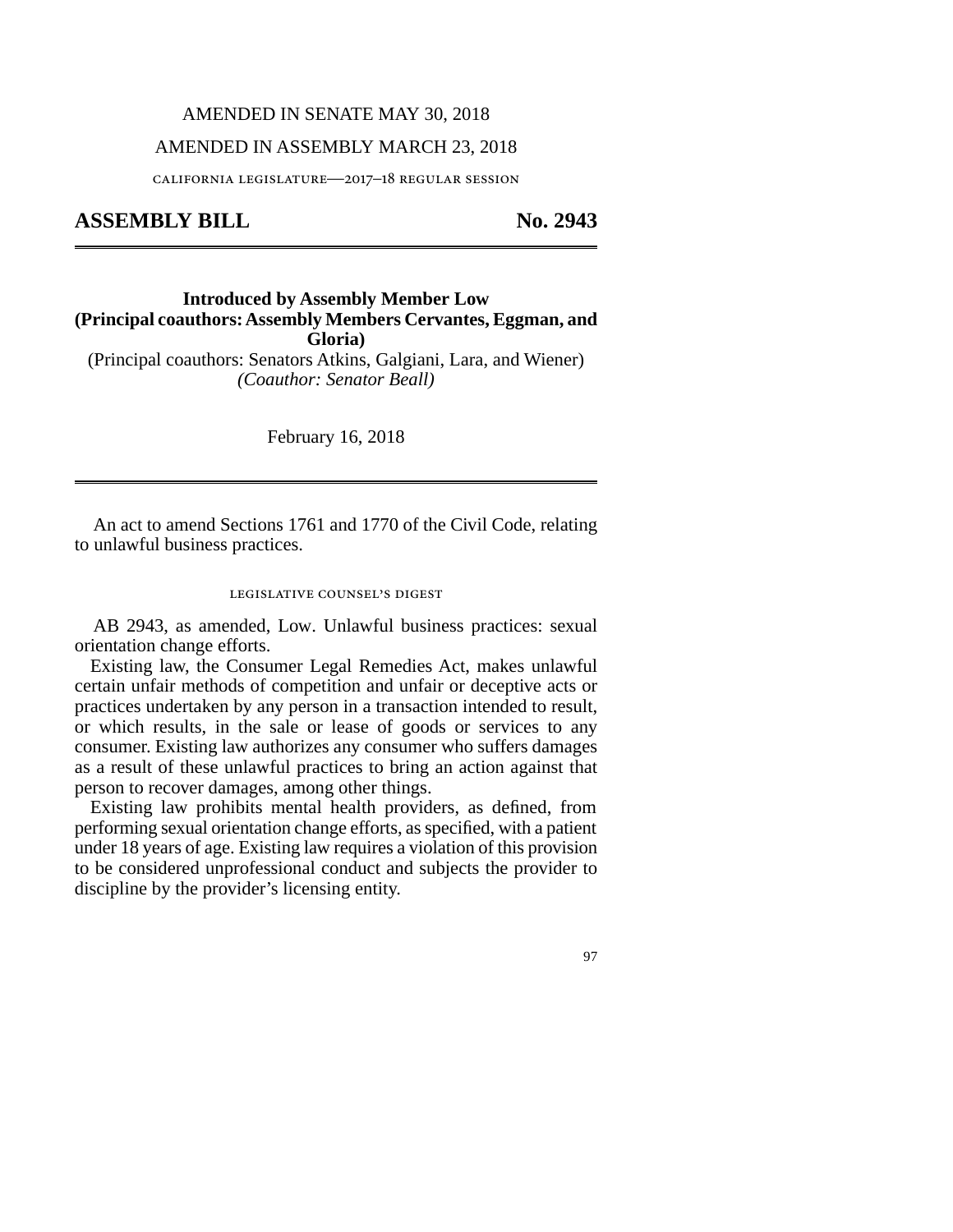AMENDED IN SENATE MAY 30, 2018

AMENDED IN ASSEMBLY MARCH 23, 2018

CALIFORNIA LEGISLATURE—2017–18 REGULAR SESSION

# ASSEMBLY BILL No. 2943

**Introduced by Assembly Member Low**
**(Principal coauthors: Assembly Members Cervantes, Eggman, and Gloria)**
(Principal coauthors: Senators Atkins, Galgiani, Lara, and Wiener)
*(Coauthor: Senator Beall)*

February 16, 2018

An act to amend Sections 1761 and 1770 of the Civil Code, relating to unlawful business practices.

LEGISLATIVE COUNSEL'S DIGEST

AB 2943, as amended, Low. Unlawful business practices: sexual orientation change efforts.

Existing law, the Consumer Legal Remedies Act, makes unlawful certain unfair methods of competition and unfair or deceptive acts or practices undertaken by any person in a transaction intended to result, or which results, in the sale or lease of goods or services to any consumer. Existing law authorizes any consumer who suffers damages as a result of these unlawful practices to bring an action against that person to recover damages, among other things.

Existing law prohibits mental health providers, as defined, from performing sexual orientation change efforts, as specified, with a patient under 18 years of age. Existing law requires a violation of this provision to be considered unprofessional conduct and subjects the provider to discipline by the provider's licensing entity.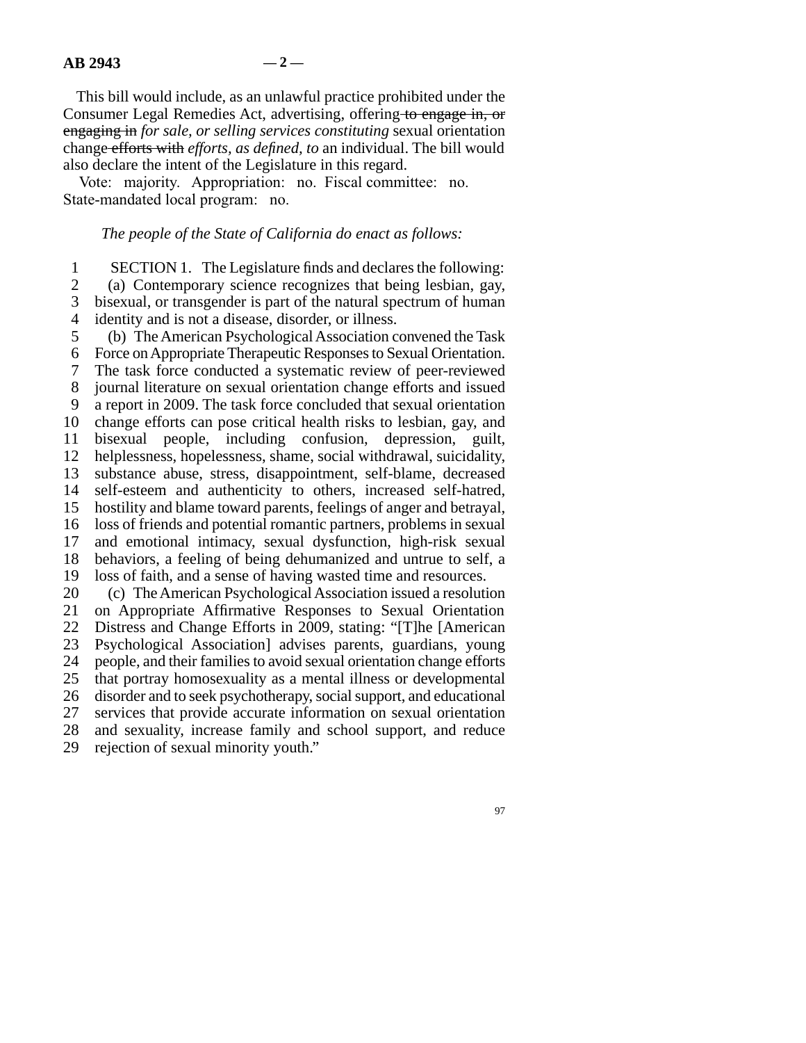This bill would include, as an unlawful practice prohibited under the Consumer Legal Remedies Act, advertising, offering ~~to engage in, or engaging in~~ *for sale, or selling services constituting* sexual orientation change ~~efforts with~~ *efforts, as defined, to* an individual. The bill would also declare the intent of the Legislature in this regard.

Vote: majority. Appropriation: no. Fiscal committee: no. State-mandated local program: no.

*The people of the State of California do enact as follows:*

SECTION 1. The Legislature finds and declares the following:

(a) Contemporary science recognizes that being lesbian, gay, bisexual, or transgender is part of the natural spectrum of human identity and is not a disease, disorder, or illness.

(b) The American Psychological Association convened the Task Force on Appropriate Therapeutic Responses to Sexual Orientation. The task force conducted a systematic review of peer-reviewed journal literature on sexual orientation change efforts and issued a report in 2009. The task force concluded that sexual orientation change efforts can pose critical health risks to lesbian, gay, and bisexual people, including confusion, depression, guilt, helplessness, hopelessness, shame, social withdrawal, suicidality, substance abuse, stress, disappointment, self-blame, decreased self-esteem and authenticity to others, increased self-hatred, hostility and blame toward parents, feelings of anger and betrayal, loss of friends and potential romantic partners, problems in sexual and emotional intimacy, sexual dysfunction, high-risk sexual behaviors, a feeling of being dehumanized and untrue to self, a loss of faith, and a sense of having wasted time and resources.

(c) The American Psychological Association issued a resolution on Appropriate Affirmative Responses to Sexual Orientation Distress and Change Efforts in 2009, stating: "[T]he [American Psychological Association] advises parents, guardians, young people, and their families to avoid sexual orientation change efforts that portray homosexuality as a mental illness or developmental disorder and to seek psychotherapy, social support, and educational services that provide accurate information on sexual orientation and sexuality, increase family and school support, and reduce rejection of sexual minority youth."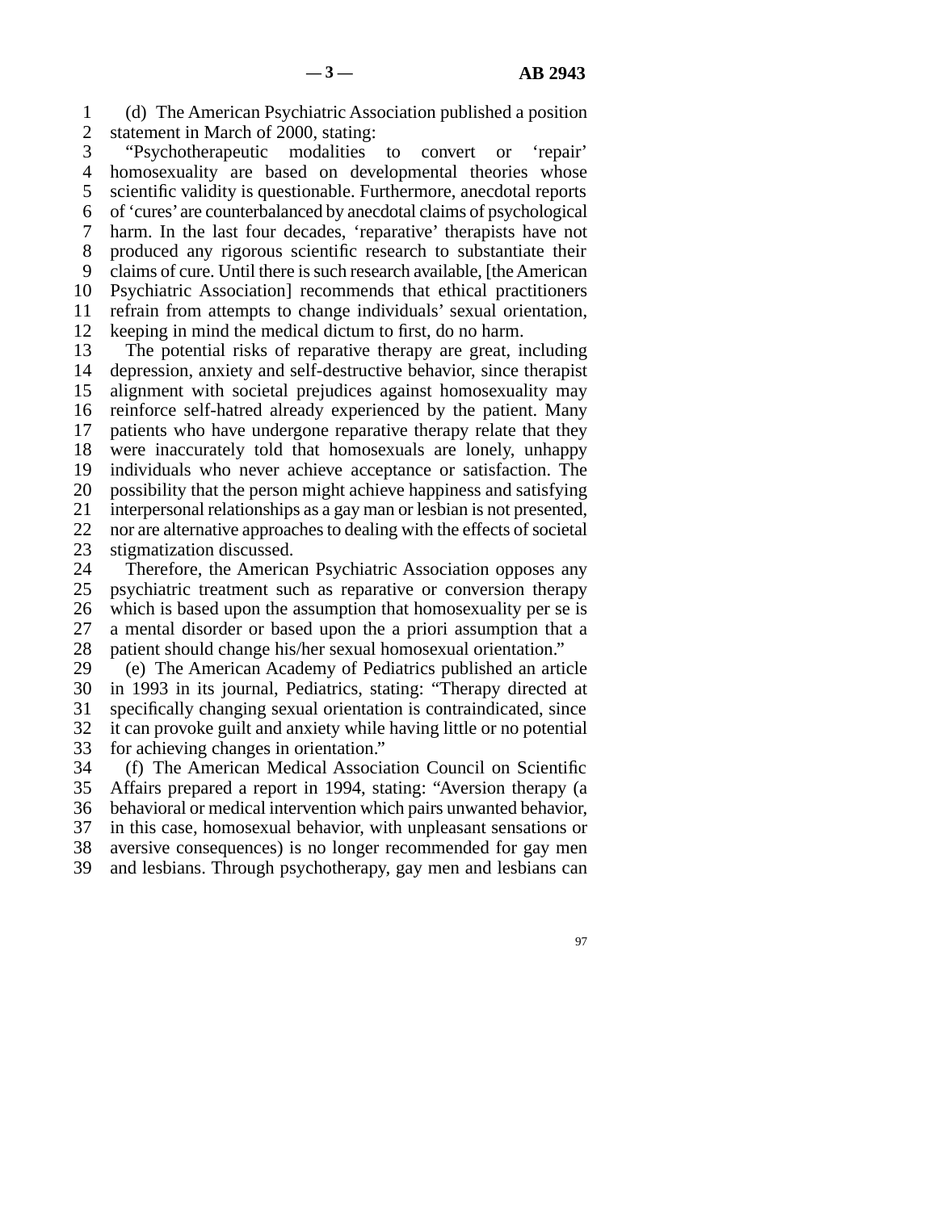(d) The American Psychiatric Association published a position statement in March of 2000, stating:

"Psychotherapeutic modalities to convert or 'repair' homosexuality are based on developmental theories whose scientific validity is questionable. Furthermore, anecdotal reports of 'cures' are counterbalanced by anecdotal claims of psychological harm. In the last four decades, 'reparative' therapists have not produced any rigorous scientific research to substantiate their claims of cure. Until there is such research available, [the American Psychiatric Association] recommends that ethical practitioners refrain from attempts to change individuals' sexual orientation, keeping in mind the medical dictum to first, do no harm.

The potential risks of reparative therapy are great, including depression, anxiety and self-destructive behavior, since therapist alignment with societal prejudices against homosexuality may reinforce self-hatred already experienced by the patient. Many patients who have undergone reparative therapy relate that they were inaccurately told that homosexuals are lonely, unhappy individuals who never achieve acceptance or satisfaction. The possibility that the person might achieve happiness and satisfying interpersonal relationships as a gay man or lesbian is not presented, nor are alternative approaches to dealing with the effects of societal stigmatization discussed.

Therefore, the American Psychiatric Association opposes any psychiatric treatment such as reparative or conversion therapy which is based upon the assumption that homosexuality per se is a mental disorder or based upon the a priori assumption that a patient should change his/her sexual homosexual orientation."

(e) The American Academy of Pediatrics published an article in 1993 in its journal, Pediatrics, stating: "Therapy directed at specifically changing sexual orientation is contraindicated, since it can provoke guilt and anxiety while having little or no potential for achieving changes in orientation."

(f) The American Medical Association Council on Scientific Affairs prepared a report in 1994, stating: "Aversion therapy (a behavioral or medical intervention which pairs unwanted behavior, in this case, homosexual behavior, with unpleasant sensations or aversive consequences) is no longer recommended for gay men and lesbians. Through psychotherapy, gay men and lesbians can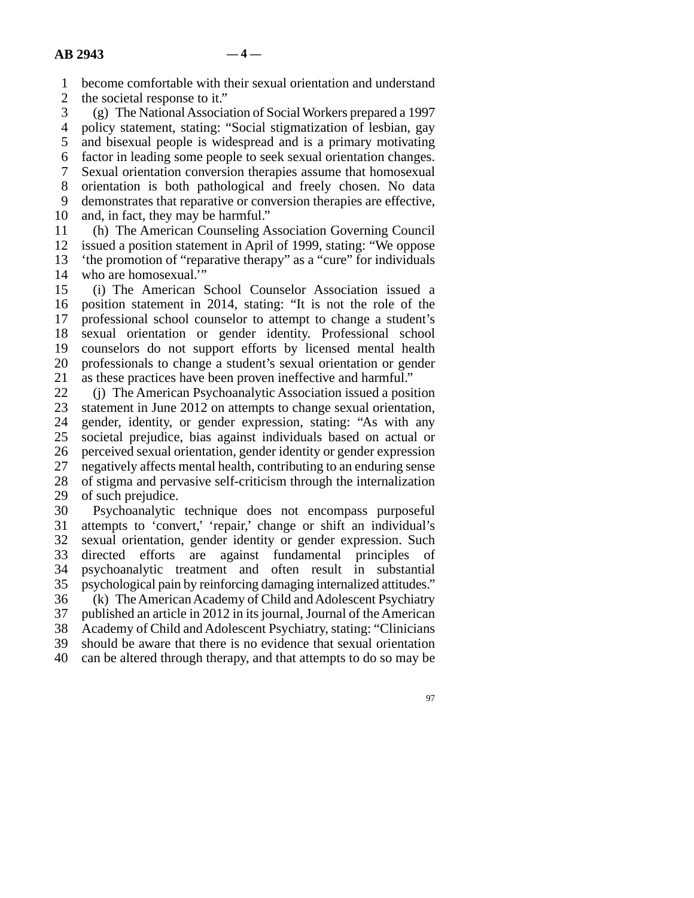become comfortable with their sexual orientation and understand the societal response to it."

(g) The National Association of Social Workers prepared a 1997 policy statement, stating: "Social stigmatization of lesbian, gay and bisexual people is widespread and is a primary motivating factor in leading some people to seek sexual orientation changes. Sexual orientation conversion therapies assume that homosexual orientation is both pathological and freely chosen. No data demonstrates that reparative or conversion therapies are effective, and, in fact, they may be harmful."

(h) The American Counseling Association Governing Council issued a position statement in April of 1999, stating: "We oppose 'the promotion of "reparative therapy" as a "cure" for individuals who are homosexual.'"

(i) The American School Counselor Association issued a position statement in 2014, stating: "It is not the role of the professional school counselor to attempt to change a student's sexual orientation or gender identity. Professional school counselors do not support efforts by licensed mental health professionals to change a student's sexual orientation or gender as these practices have been proven ineffective and harmful."

(j) The American Psychoanalytic Association issued a position statement in June 2012 on attempts to change sexual orientation, gender, identity, or gender expression, stating: "As with any societal prejudice, bias against individuals based on actual or perceived sexual orientation, gender identity or gender expression negatively affects mental health, contributing to an enduring sense of stigma and pervasive self-criticism through the internalization of such prejudice.

Psychoanalytic technique does not encompass purposeful attempts to 'convert,' 'repair,' change or shift an individual's sexual orientation, gender identity or gender expression. Such directed efforts are against fundamental principles of psychoanalytic treatment and often result in substantial psychological pain by reinforcing damaging internalized attitudes."

(k) The American Academy of Child and Adolescent Psychiatry published an article in 2012 in its journal, Journal of the American Academy of Child and Adolescent Psychiatry, stating: "Clinicians should be aware that there is no evidence that sexual orientation can be altered through therapy, and that attempts to do so may be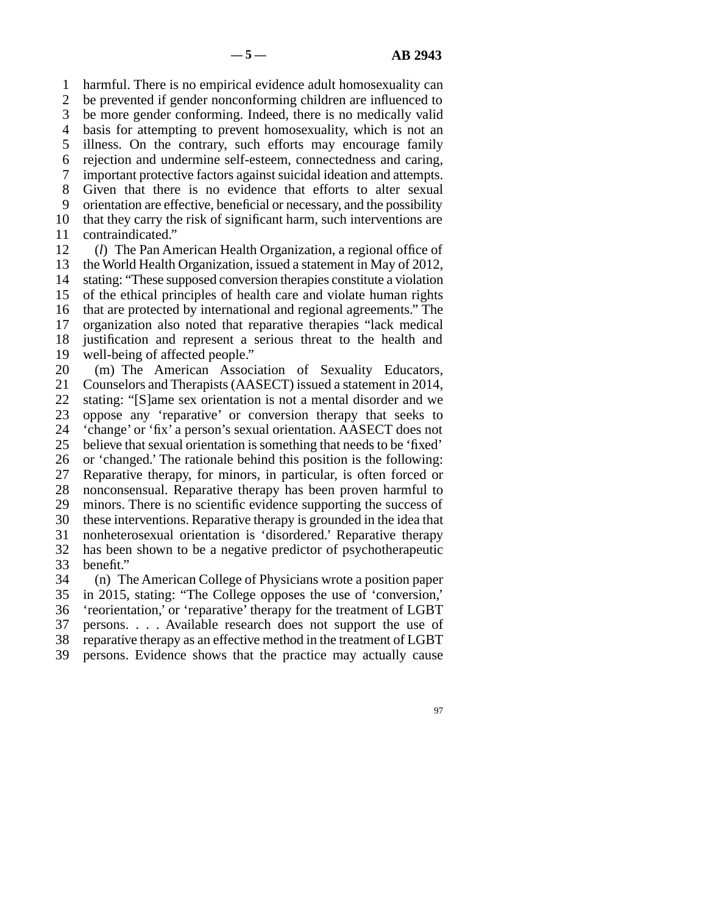harmful. There is no empirical evidence adult homosexuality can be prevented if gender nonconforming children are influenced to be more gender conforming. Indeed, there is no medically valid basis for attempting to prevent homosexuality, which is not an illness. On the contrary, such efforts may encourage family rejection and undermine self-esteem, connectedness and caring, important protective factors against suicidal ideation and attempts. Given that there is no evidence that efforts to alter sexual orientation are effective, beneficial or necessary, and the possibility that they carry the risk of significant harm, such interventions are contraindicated."

(*l*) The Pan American Health Organization, a regional office of the World Health Organization, issued a statement in May of 2012, stating: "These supposed conversion therapies constitute a violation of the ethical principles of health care and violate human rights that are protected by international and regional agreements." The organization also noted that reparative therapies "lack medical justification and represent a serious threat to the health and well-being of affected people."

(m) The American Association of Sexuality Educators, Counselors and Therapists (AASECT) issued a statement in 2014, stating: "[S]ame sex orientation is not a mental disorder and we oppose any 'reparative' or conversion therapy that seeks to 'change' or 'fix' a person's sexual orientation. AASECT does not believe that sexual orientation is something that needs to be 'fixed' or 'changed.' The rationale behind this position is the following: Reparative therapy, for minors, in particular, is often forced or nonconsensual. Reparative therapy has been proven harmful to minors. There is no scientific evidence supporting the success of these interventions. Reparative therapy is grounded in the idea that nonheterosexual orientation is 'disordered.' Reparative therapy has been shown to be a negative predictor of psychotherapeutic benefit."

(n) The American College of Physicians wrote a position paper in 2015, stating: "The College opposes the use of 'conversion,' 'reorientation,' or 'reparative' therapy for the treatment of LGBT persons. . . . Available research does not support the use of reparative therapy as an effective method in the treatment of LGBT persons. Evidence shows that the practice may actually cause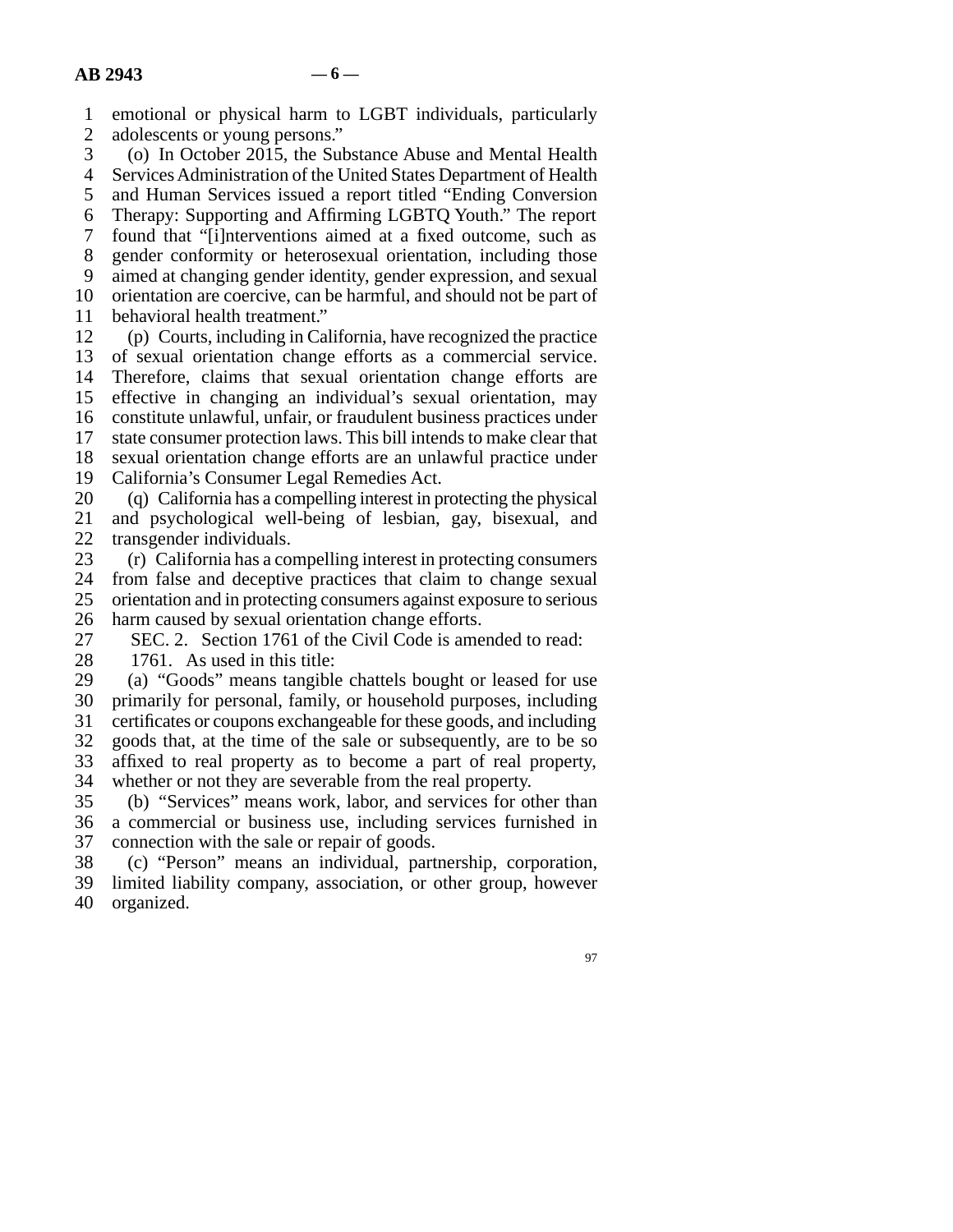emotional or physical harm to LGBT individuals, particularly adolescents or young persons."

(o) In October 2015, the Substance Abuse and Mental Health Services Administration of the United States Department of Health and Human Services issued a report titled "Ending Conversion Therapy: Supporting and Affirming LGBTQ Youth." The report found that "[i]nterventions aimed at a fixed outcome, such as gender conformity or heterosexual orientation, including those aimed at changing gender identity, gender expression, and sexual orientation are coercive, can be harmful, and should not be part of behavioral health treatment."

(p) Courts, including in California, have recognized the practice of sexual orientation change efforts as a commercial service. Therefore, claims that sexual orientation change efforts are effective in changing an individual's sexual orientation, may constitute unlawful, unfair, or fraudulent business practices under state consumer protection laws. This bill intends to make clear that sexual orientation change efforts are an unlawful practice under California's Consumer Legal Remedies Act.

(q) California has a compelling interest in protecting the physical and psychological well-being of lesbian, gay, bisexual, and transgender individuals.

(r) California has a compelling interest in protecting consumers from false and deceptive practices that claim to change sexual orientation and in protecting consumers against exposure to serious harm caused by sexual orientation change efforts.

SEC. 2. Section 1761 of the Civil Code is amended to read:

1761. As used in this title:

(a) "Goods" means tangible chattels bought or leased for use primarily for personal, family, or household purposes, including certificates or coupons exchangeable for these goods, and including goods that, at the time of the sale or subsequently, are to be so affixed to real property as to become a part of real property, whether or not they are severable from the real property.

(b) "Services" means work, labor, and services for other than a commercial or business use, including services furnished in connection with the sale or repair of goods.

(c) "Person" means an individual, partnership, corporation, limited liability company, association, or other group, however organized.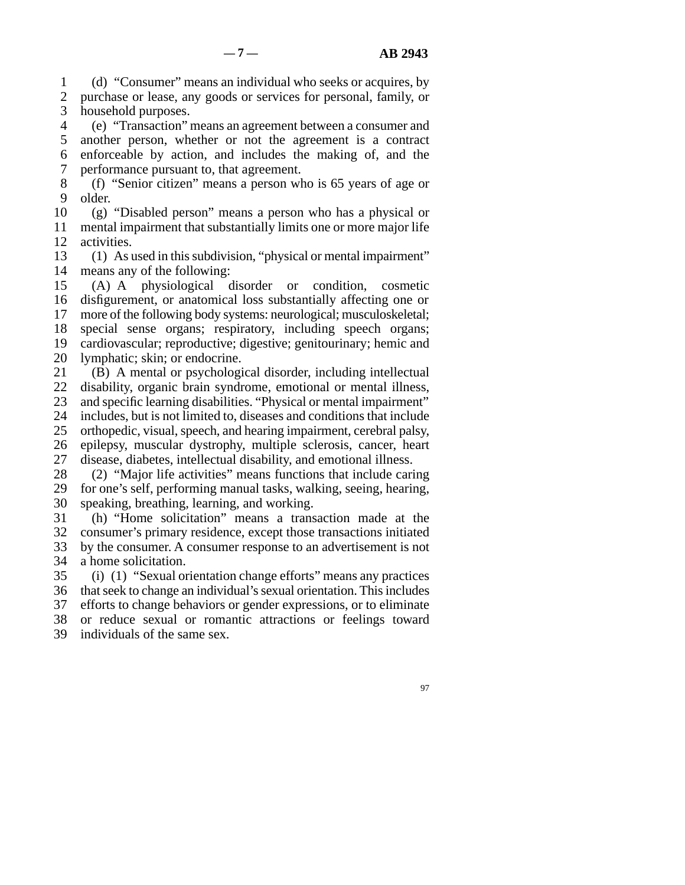(d) "Consumer" means an individual who seeks or acquires, by purchase or lease, any goods or services for personal, family, or household purposes.

(e) "Transaction" means an agreement between a consumer and another person, whether or not the agreement is a contract enforceable by action, and includes the making of, and the performance pursuant to, that agreement.

(f) "Senior citizen" means a person who is 65 years of age or older.

(g) "Disabled person" means a person who has a physical or mental impairment that substantially limits one or more major life activities.

(1) As used in this subdivision, "physical or mental impairment" means any of the following:

(A) A physiological disorder or condition, cosmetic disfigurement, or anatomical loss substantially affecting one or more of the following body systems: neurological; musculoskeletal; special sense organs; respiratory, including speech organs; cardiovascular; reproductive; digestive; genitourinary; hemic and lymphatic; skin; or endocrine.

(B) A mental or psychological disorder, including intellectual disability, organic brain syndrome, emotional or mental illness, and specific learning disabilities. "Physical or mental impairment" includes, but is not limited to, diseases and conditions that include orthopedic, visual, speech, and hearing impairment, cerebral palsy, epilepsy, muscular dystrophy, multiple sclerosis, cancer, heart disease, diabetes, intellectual disability, and emotional illness.

(2) "Major life activities" means functions that include caring for one's self, performing manual tasks, walking, seeing, hearing, speaking, breathing, learning, and working.

(h) "Home solicitation" means a transaction made at the consumer's primary residence, except those transactions initiated by the consumer. A consumer response to an advertisement is not a home solicitation.

(i) (1) "Sexual orientation change efforts" means any practices that seek to change an individual's sexual orientation. This includes efforts to change behaviors or gender expressions, or to eliminate or reduce sexual or romantic attractions or feelings toward individuals of the same sex.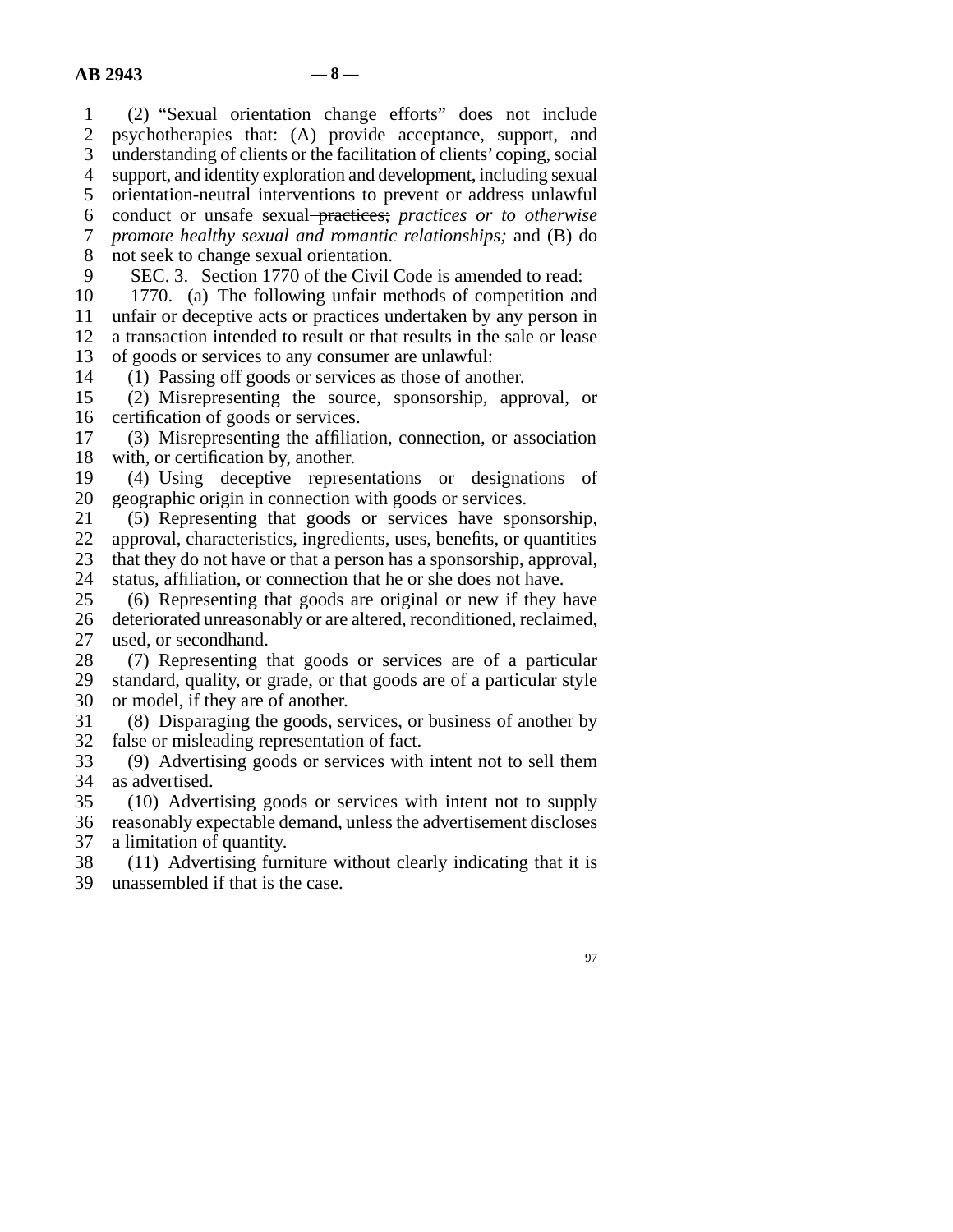(2) "Sexual orientation change efforts" does not include psychotherapies that: (A) provide acceptance, support, and understanding of clients or the facilitation of clients' coping, social support, and identity exploration and development, including sexual orientation-neutral interventions to prevent or address unlawful conduct or unsafe sexual ~~practices;~~ *practices or to otherwise promote healthy sexual and romantic relationships;* and (B) do not seek to change sexual orientation.

SEC. 3. Section 1770 of the Civil Code is amended to read:

1770. (a) The following unfair methods of competition and unfair or deceptive acts or practices undertaken by any person in a transaction intended to result or that results in the sale or lease of goods or services to any consumer are unlawful:

(1) Passing off goods or services as those of another.

(2) Misrepresenting the source, sponsorship, approval, or certification of goods or services.

(3) Misrepresenting the affiliation, connection, or association with, or certification by, another.

(4) Using deceptive representations or designations of geographic origin in connection with goods or services.

(5) Representing that goods or services have sponsorship, approval, characteristics, ingredients, uses, benefits, or quantities that they do not have or that a person has a sponsorship, approval, status, affiliation, or connection that he or she does not have.

(6) Representing that goods are original or new if they have deteriorated unreasonably or are altered, reconditioned, reclaimed, used, or secondhand.

(7) Representing that goods or services are of a particular standard, quality, or grade, or that goods are of a particular style or model, if they are of another.

(8) Disparaging the goods, services, or business of another by false or misleading representation of fact.

(9) Advertising goods or services with intent not to sell them as advertised.

(10) Advertising goods or services with intent not to supply reasonably expectable demand, unless the advertisement discloses a limitation of quantity.

(11) Advertising furniture without clearly indicating that it is unassembled if that is the case.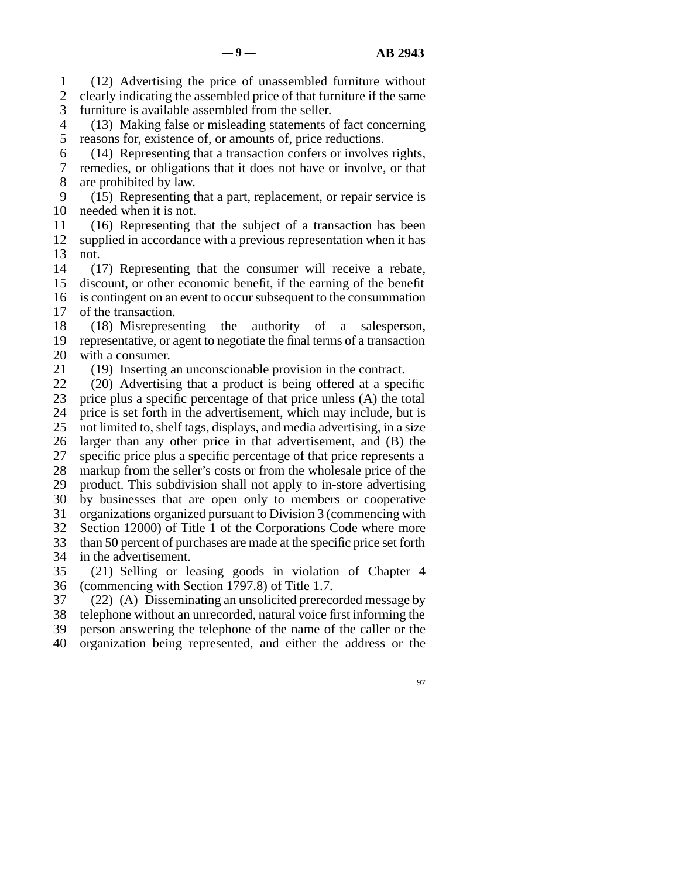(12) Advertising the price of unassembled furniture without clearly indicating the assembled price of that furniture if the same furniture is available assembled from the seller.

(13) Making false or misleading statements of fact concerning reasons for, existence of, or amounts of, price reductions.

(14) Representing that a transaction confers or involves rights, remedies, or obligations that it does not have or involve, or that are prohibited by law.

(15) Representing that a part, replacement, or repair service is needed when it is not.

(16) Representing that the subject of a transaction has been supplied in accordance with a previous representation when it has not.

(17) Representing that the consumer will receive a rebate, discount, or other economic benefit, if the earning of the benefit is contingent on an event to occur subsequent to the consummation of the transaction.

(18) Misrepresenting the authority of a salesperson, representative, or agent to negotiate the final terms of a transaction with a consumer.

(19) Inserting an unconscionable provision in the contract.

(20) Advertising that a product is being offered at a specific price plus a specific percentage of that price unless (A) the total price is set forth in the advertisement, which may include, but is not limited to, shelf tags, displays, and media advertising, in a size larger than any other price in that advertisement, and (B) the specific price plus a specific percentage of that price represents a markup from the seller's costs or from the wholesale price of the product. This subdivision shall not apply to in-store advertising by businesses that are open only to members or cooperative organizations organized pursuant to Division 3 (commencing with Section 12000) of Title 1 of the Corporations Code where more than 50 percent of purchases are made at the specific price set forth in the advertisement.

(21) Selling or leasing goods in violation of Chapter 4 (commencing with Section 1797.8) of Title 1.7.

(22) (A) Disseminating an unsolicited prerecorded message by telephone without an unrecorded, natural voice first informing the person answering the telephone of the name of the caller or the organization being represented, and either the address or the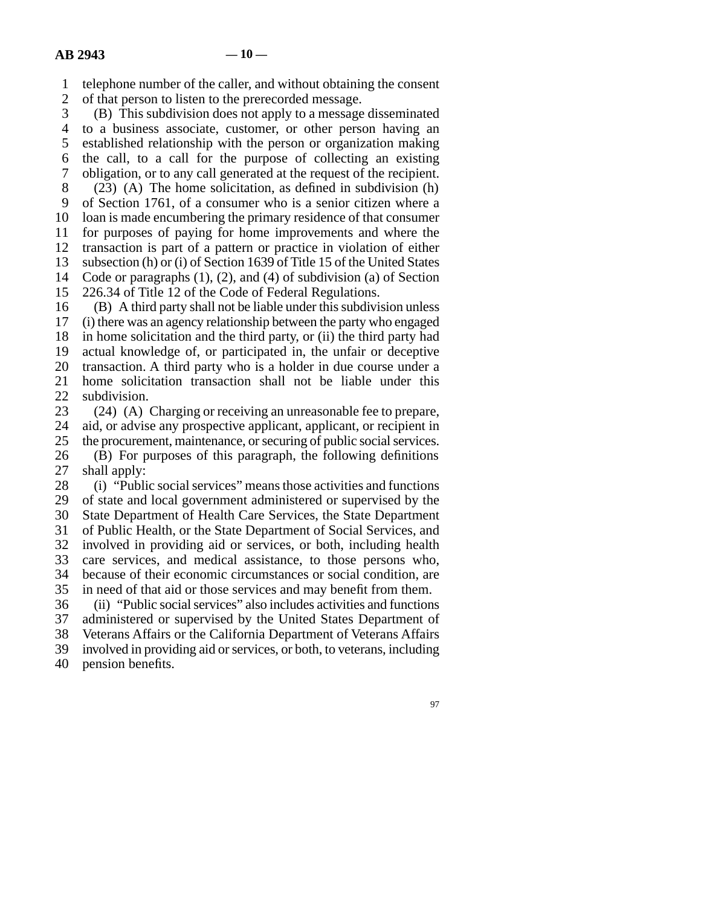telephone number of the caller, and without obtaining the consent of that person to listen to the prerecorded message.

(B) This subdivision does not apply to a message disseminated to a business associate, customer, or other person having an established relationship with the person or organization making the call, to a call for the purpose of collecting an existing obligation, or to any call generated at the request of the recipient.

(23) (A) The home solicitation, as defined in subdivision (h) of Section 1761, of a consumer who is a senior citizen where a loan is made encumbering the primary residence of that consumer for purposes of paying for home improvements and where the transaction is part of a pattern or practice in violation of either subsection (h) or (i) of Section 1639 of Title 15 of the United States Code or paragraphs (1), (2), and (4) of subdivision (a) of Section 226.34 of Title 12 of the Code of Federal Regulations.

(B) A third party shall not be liable under this subdivision unless (i) there was an agency relationship between the party who engaged in home solicitation and the third party, or (ii) the third party had actual knowledge of, or participated in, the unfair or deceptive transaction. A third party who is a holder in due course under a home solicitation transaction shall not be liable under this subdivision.

(24) (A) Charging or receiving an unreasonable fee to prepare, aid, or advise any prospective applicant, applicant, or recipient in the procurement, maintenance, or securing of public social services.

(B) For purposes of this paragraph, the following definitions shall apply:

(i) "Public social services" means those activities and functions of state and local government administered or supervised by the State Department of Health Care Services, the State Department of Public Health, or the State Department of Social Services, and involved in providing aid or services, or both, including health care services, and medical assistance, to those persons who, because of their economic circumstances or social condition, are in need of that aid or those services and may benefit from them.

(ii) "Public social services" also includes activities and functions administered or supervised by the United States Department of Veterans Affairs or the California Department of Veterans Affairs involved in providing aid or services, or both, to veterans, including pension benefits.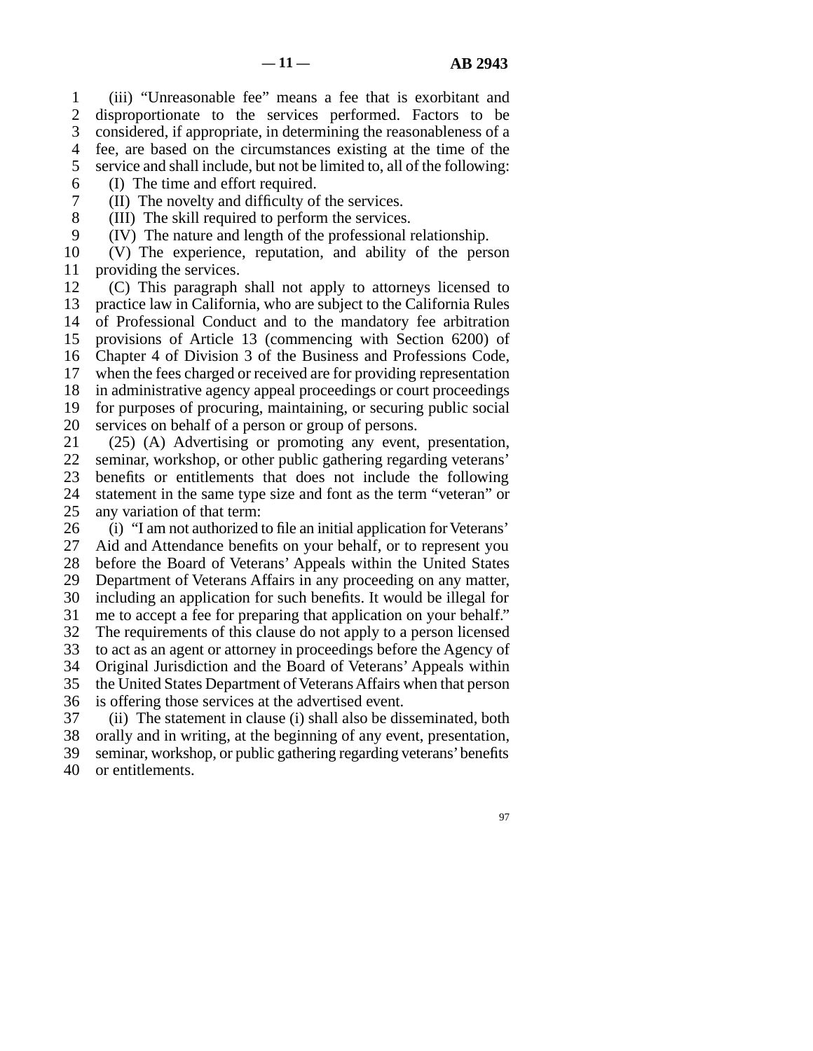(iii) "Unreasonable fee" means a fee that is exorbitant and disproportionate to the services performed. Factors to be considered, if appropriate, in determining the reasonableness of a fee, are based on the circumstances existing at the time of the service and shall include, but not be limited to, all of the following:

(I) The time and effort required.

(II) The novelty and difficulty of the services.

(III) The skill required to perform the services.

(IV) The nature and length of the professional relationship.

(V) The experience, reputation, and ability of the person providing the services.

(C) This paragraph shall not apply to attorneys licensed to practice law in California, who are subject to the California Rules of Professional Conduct and to the mandatory fee arbitration provisions of Article 13 (commencing with Section 6200) of Chapter 4 of Division 3 of the Business and Professions Code, when the fees charged or received are for providing representation in administrative agency appeal proceedings or court proceedings for purposes of procuring, maintaining, or securing public social services on behalf of a person or group of persons.

(25) (A) Advertising or promoting any event, presentation, seminar, workshop, or other public gathering regarding veterans' benefits or entitlements that does not include the following statement in the same type size and font as the term "veteran" or any variation of that term:

(i) "I am not authorized to file an initial application for Veterans' Aid and Attendance benefits on your behalf, or to represent you before the Board of Veterans' Appeals within the United States Department of Veterans Affairs in any proceeding on any matter, including an application for such benefits. It would be illegal for me to accept a fee for preparing that application on your behalf." The requirements of this clause do not apply to a person licensed to act as an agent or attorney in proceedings before the Agency of Original Jurisdiction and the Board of Veterans' Appeals within the United States Department of Veterans Affairs when that person is offering those services at the advertised event.

(ii) The statement in clause (i) shall also be disseminated, both orally and in writing, at the beginning of any event, presentation, seminar, workshop, or public gathering regarding veterans' benefits or entitlements.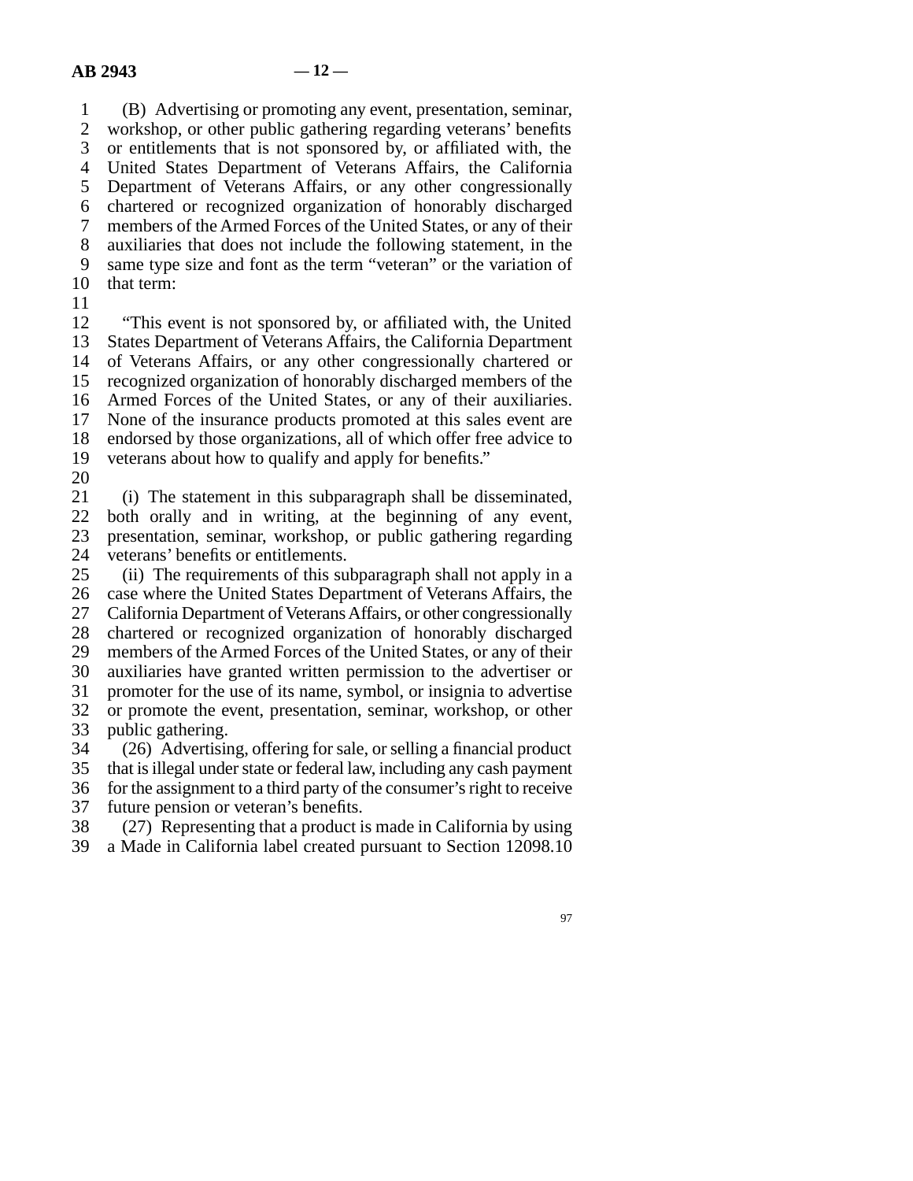(B) Advertising or promoting any event, presentation, seminar, workshop, or other public gathering regarding veterans' benefits or entitlements that is not sponsored by, or affiliated with, the United States Department of Veterans Affairs, the California Department of Veterans Affairs, or any other congressionally chartered or recognized organization of honorably discharged members of the Armed Forces of the United States, or any of their auxiliaries that does not include the following statement, in the same type size and font as the term "veteran" or the variation of that term:

"This event is not sponsored by, or affiliated with, the United States Department of Veterans Affairs, the California Department of Veterans Affairs, or any other congressionally chartered or recognized organization of honorably discharged members of the Armed Forces of the United States, or any of their auxiliaries. None of the insurance products promoted at this sales event are endorsed by those organizations, all of which offer free advice to veterans about how to qualify and apply for benefits."

(i) The statement in this subparagraph shall be disseminated, both orally and in writing, at the beginning of any event, presentation, seminar, workshop, or public gathering regarding veterans' benefits or entitlements.

(ii) The requirements of this subparagraph shall not apply in a case where the United States Department of Veterans Affairs, the California Department of Veterans Affairs, or other congressionally chartered or recognized organization of honorably discharged members of the Armed Forces of the United States, or any of their auxiliaries have granted written permission to the advertiser or promoter for the use of its name, symbol, or insignia to advertise or promote the event, presentation, seminar, workshop, or other public gathering.

(26) Advertising, offering for sale, or selling a financial product that is illegal under state or federal law, including any cash payment for the assignment to a third party of the consumer's right to receive future pension or veteran's benefits.

(27) Representing that a product is made in California by using a Made in California label created pursuant to Section 12098.10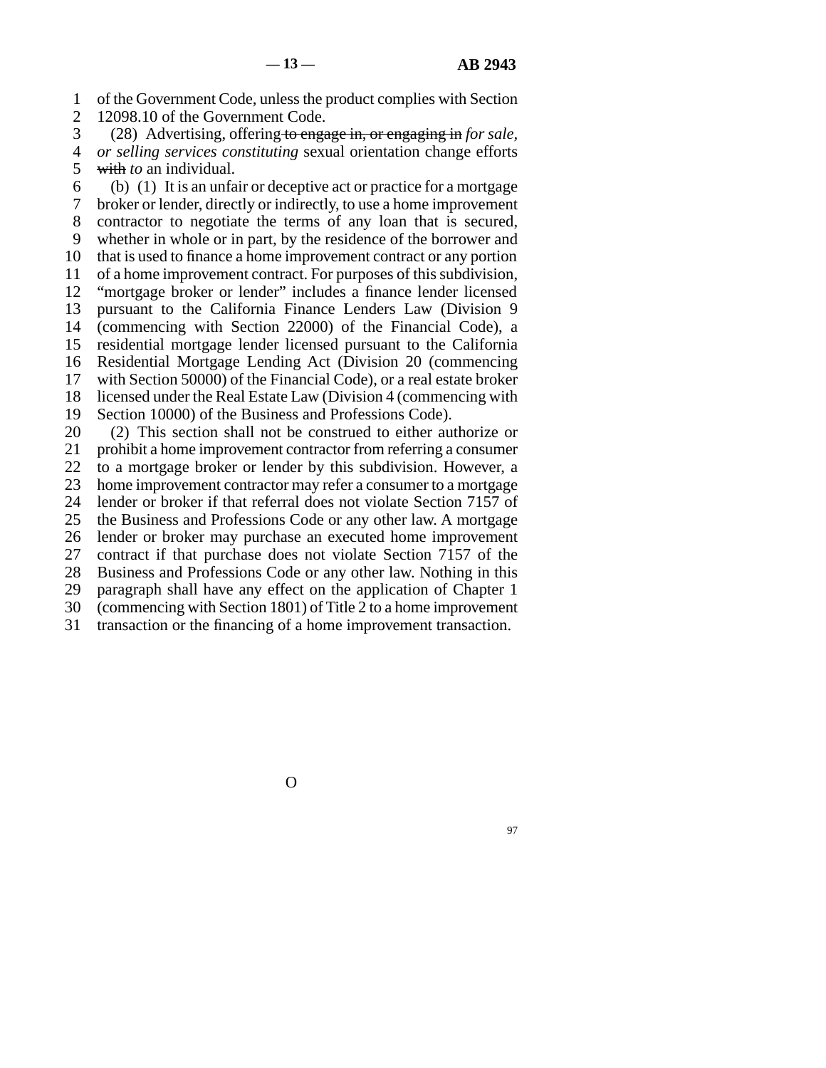of the Government Code, unless the product complies with Section 12098.10 of the Government Code.

(28) Advertising, offering ~~to engage in, or engaging in~~ *for sale, or selling services constituting* sexual orientation change efforts ~~with~~ *to* an individual.

(b) (1) It is an unfair or deceptive act or practice for a mortgage broker or lender, directly or indirectly, to use a home improvement contractor to negotiate the terms of any loan that is secured, whether in whole or in part, by the residence of the borrower and that is used to finance a home improvement contract or any portion of a home improvement contract. For purposes of this subdivision, "mortgage broker or lender" includes a finance lender licensed pursuant to the California Finance Lenders Law (Division 9 (commencing with Section 22000) of the Financial Code), a residential mortgage lender licensed pursuant to the California Residential Mortgage Lending Act (Division 20 (commencing with Section 50000) of the Financial Code), or a real estate broker licensed under the Real Estate Law (Division 4 (commencing with Section 10000) of the Business and Professions Code).

(2) This section shall not be construed to either authorize or prohibit a home improvement contractor from referring a consumer to a mortgage broker or lender by this subdivision. However, a home improvement contractor may refer a consumer to a mortgage lender or broker if that referral does not violate Section 7157 of the Business and Professions Code or any other law. A mortgage lender or broker may purchase an executed home improvement contract if that purchase does not violate Section 7157 of the Business and Professions Code or any other law. Nothing in this paragraph shall have any effect on the application of Chapter 1 (commencing with Section 1801) of Title 2 to a home improvement transaction or the financing of a home improvement transaction.

O